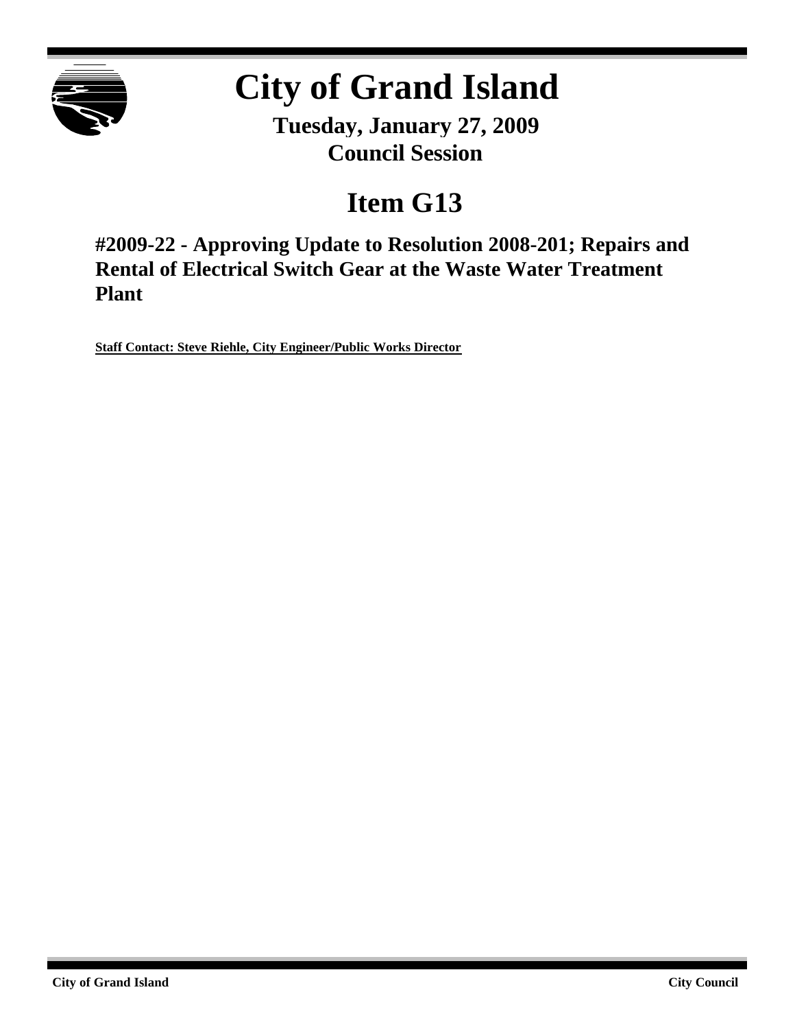# City of Grand Island

**Tuesday, January 27, 2009**
**Council Session**

# Item G13

## #2009-22 - Approving Update to Resolution 2008-201; Repairs and Rental of Electrical Switch Gear at the Waste Water Treatment Plant

**Staff Contact: Steve Riehle, City Engineer/Public Works Director**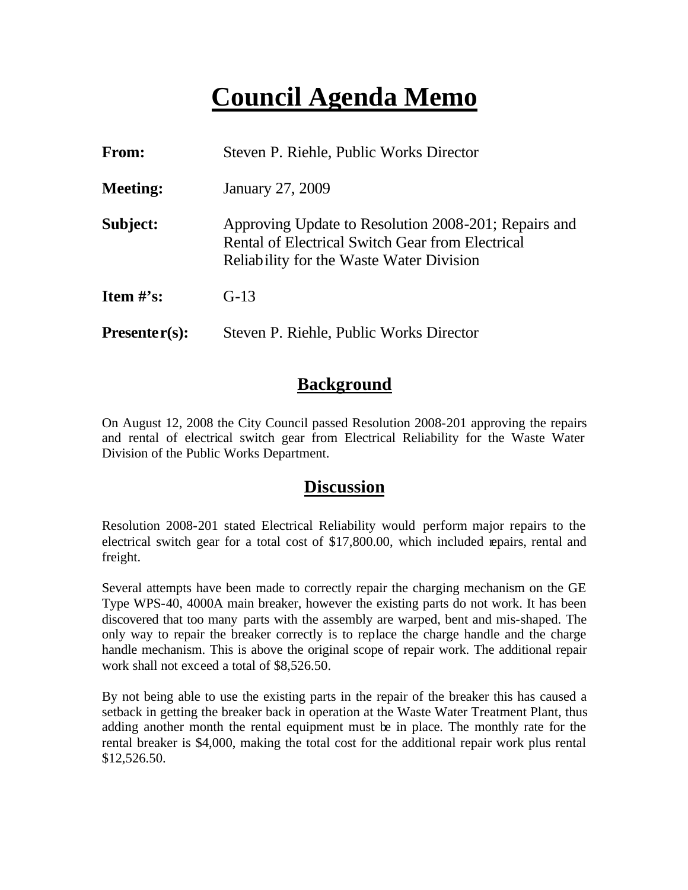# Council Agenda Memo

| | |
|---|---|
| **From:** | Steven P. Riehle, Public Works Director |
| **Meeting:** | January 27, 2009 |
| **Subject:** | Approving Update to Resolution 2008-201; Repairs and Rental of Electrical Switch Gear from Electrical Reliability for the Waste Water Division |
| **Item #'s:** | G-13 |
| **Presenter(s):** | Steven P. Riehle, Public Works Director |

## Background

On August 12, 2008 the City Council passed Resolution 2008-201 approving the repairs and rental of electrical switch gear from Electrical Reliability for the Waste Water Division of the Public Works Department.

## Discussion

Resolution 2008-201 stated Electrical Reliability would perform major repairs to the electrical switch gear for a total cost of $17,800.00, which included repairs, rental and freight.

Several attempts have been made to correctly repair the charging mechanism on the GE Type WPS-40, 4000A main breaker, however the existing parts do not work. It has been discovered that too many parts with the assembly are warped, bent and mis-shaped. The only way to repair the breaker correctly is to replace the charge handle and the charge handle mechanism. This is above the original scope of repair work. The additional repair work shall not exceed a total of $8,526.50.

By not being able to use the existing parts in the repair of the breaker this has caused a setback in getting the breaker back in operation at the Waste Water Treatment Plant, thus adding another month the rental equipment must be in place. The monthly rate for the rental breaker is $4,000, making the total cost for the additional repair work plus rental $12,526.50.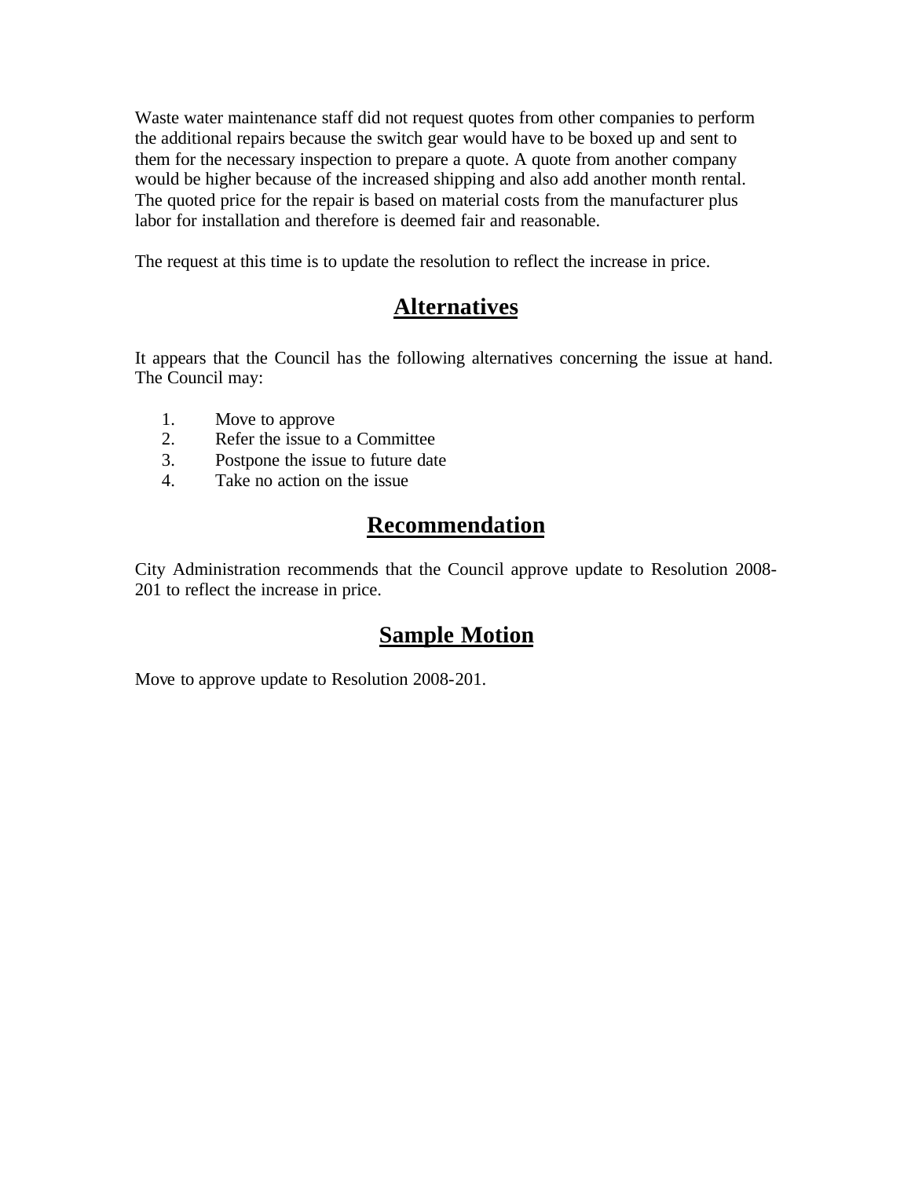Waste water maintenance staff did not request quotes from other companies to perform the additional repairs because the switch gear would have to be boxed up and sent to them for the necessary inspection to prepare a quote. A quote from another company would be higher because of the increased shipping and also add another month rental. The quoted price for the repair is based on material costs from the manufacturer plus labor for installation and therefore is deemed fair and reasonable.

The request at this time is to update the resolution to reflect the increase in price.

## Alternatives

It appears that the Council has the following alternatives concerning the issue at hand. The Council may:

1. Move to approve
2. Refer the issue to a Committee
3. Postpone the issue to future date
4. Take no action on the issue

## Recommendation

City Administration recommends that the Council approve update to Resolution 2008-201 to reflect the increase in price.

## Sample Motion

Move to approve update to Resolution 2008-201.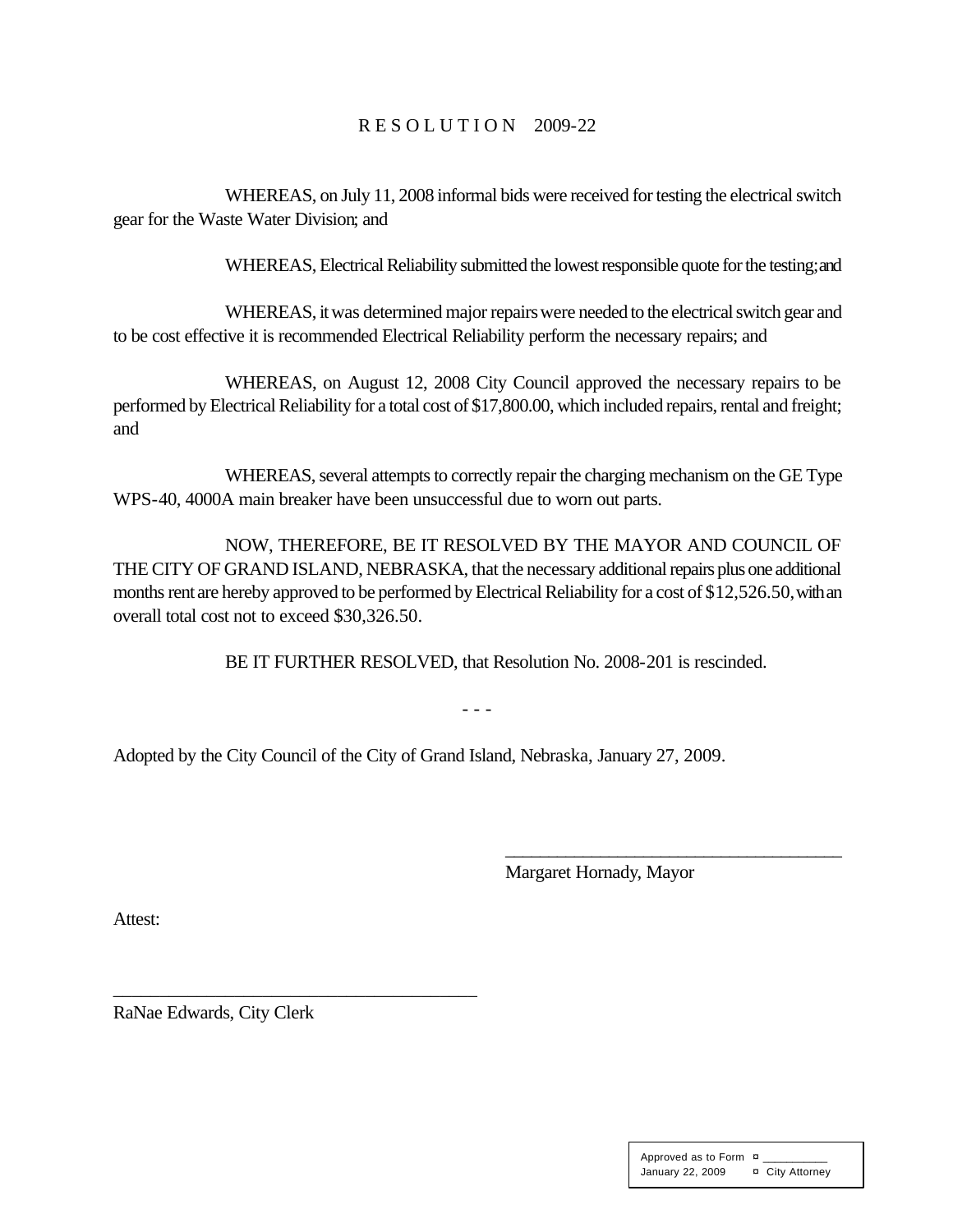# RESOLUTION 2009-22

WHEREAS, on July 11, 2008 informal bids were received for testing the electrical switch gear for the Waste Water Division; and

WHEREAS, Electrical Reliability submitted the lowest responsible quote for the testing; and

WHEREAS, it was determined major repairs were needed to the electrical switch gear and to be cost effective it is recommended Electrical Reliability perform the necessary repairs; and

WHEREAS, on August 12, 2008 City Council approved the necessary repairs to be performed by Electrical Reliability for a total cost of $17,800.00, which included repairs, rental and freight; and

WHEREAS, several attempts to correctly repair the charging mechanism on the GE Type WPS-40, 4000A main breaker have been unsuccessful due to worn out parts.

NOW, THEREFORE, BE IT RESOLVED BY THE MAYOR AND COUNCIL OF THE CITY OF GRAND ISLAND, NEBRASKA, that the necessary additional repairs plus one additional months rent are hereby approved to be performed by Electrical Reliability for a cost of $12,526.50, with an overall total cost not to exceed $30,326.50.

BE IT FURTHER RESOLVED, that Resolution No. 2008-201 is rescinded.

- - -

Adopted by the City Council of the City of Grand Island, Nebraska, January 27, 2009.

_____________________________________
Margaret Hornady, Mayor

Attest:

_____________________________________
RaNae Edwards, City Clerk

| | |
|---|---|
| Approved as to Form ¤ | ___________ |
| January 22, 2009 | ¤ City Attorney |